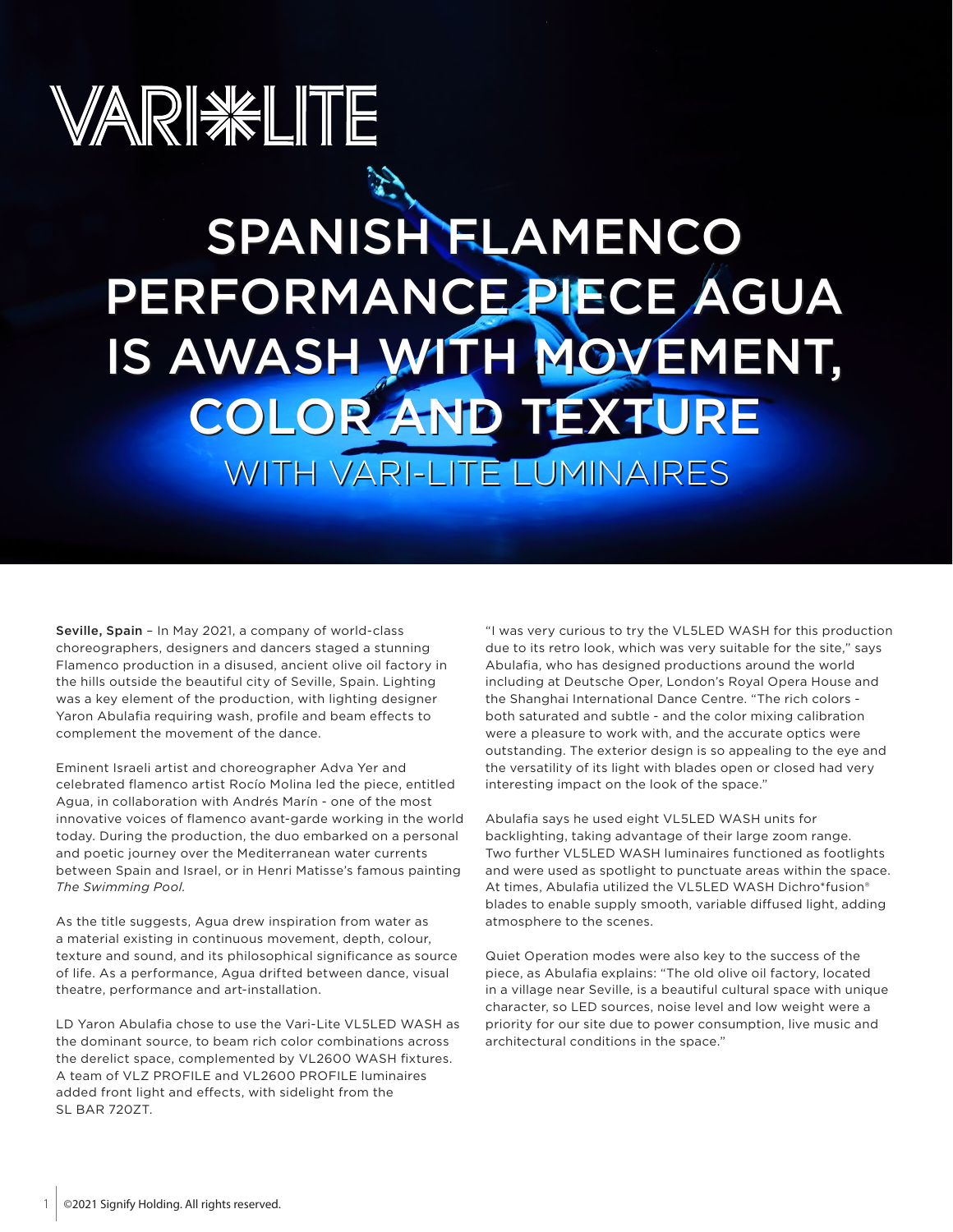VARI*LITE

# SPANISH FLAMENCO PERFORMANCE PIECE AGUA IS AWASH WITH MOVEMENT, COLOR AND TEXTURE

## WITH VARI-LITE LUMINAIRES

**Seville, Spain** – In May 2021, a company of world-class choreographers, designers and dancers staged a stunning Flamenco production in a disused, ancient olive oil factory in the hills outside the beautiful city of Seville, Spain. Lighting was a key element of the production, with lighting designer Yaron Abulafia requiring wash, profile and beam effects to complement the movement of the dance.

Eminent Israeli artist and choreographer Adva Yer and celebrated flamenco artist Rocío Molina led the piece, entitled Agua, in collaboration with Andrés Marín - one of the most innovative voices of flamenco avant-garde working in the world today. During the production, the duo embarked on a personal and poetic journey over the Mediterranean water currents between Spain and Israel, or in Henri Matisse's famous painting *The Swimming Pool.*

As the title suggests, Agua drew inspiration from water as a material existing in continuous movement, depth, colour, texture and sound, and its philosophical significance as source of life. As a performance, Agua drifted between dance, visual theatre, performance and art-installation.

LD Yaron Abulafia chose to use the Vari-Lite VL5LED WASH as the dominant source, to beam rich color combinations across the derelict space, complemented by VL2600 WASH fixtures. A team of VLZ PROFILE and VL2600 PROFILE luminaires added front light and effects, with sidelight from the SL BAR 720ZT.

"I was very curious to try the VL5LED WASH for this production due to its retro look, which was very suitable for the site," says Abulafia, who has designed productions around the world including at Deutsche Oper, London's Royal Opera House and the Shanghai International Dance Centre. "The rich colors - both saturated and subtle - and the color mixing calibration were a pleasure to work with, and the accurate optics were outstanding. The exterior design is so appealing to the eye and the versatility of its light with blades open or closed had very interesting impact on the look of the space."

Abulafia says he used eight VL5LED WASH units for backlighting, taking advantage of their large zoom range. Two further VL5LED WASH luminaires functioned as footlights and were used as spotlight to punctuate areas within the space. At times, Abulafia utilized the VL5LED WASH Dichro*fusion® blades to enable supply smooth, variable diffused light, adding atmosphere to the scenes.

Quiet Operation modes were also key to the success of the piece, as Abulafia explains: "The old olive oil factory, located in a village near Seville, is a beautiful cultural space with unique character, so LED sources, noise level and low weight were a priority for our site due to power consumption, live music and architectural conditions in the space."

©2021 Signify Holding. All rights reserved.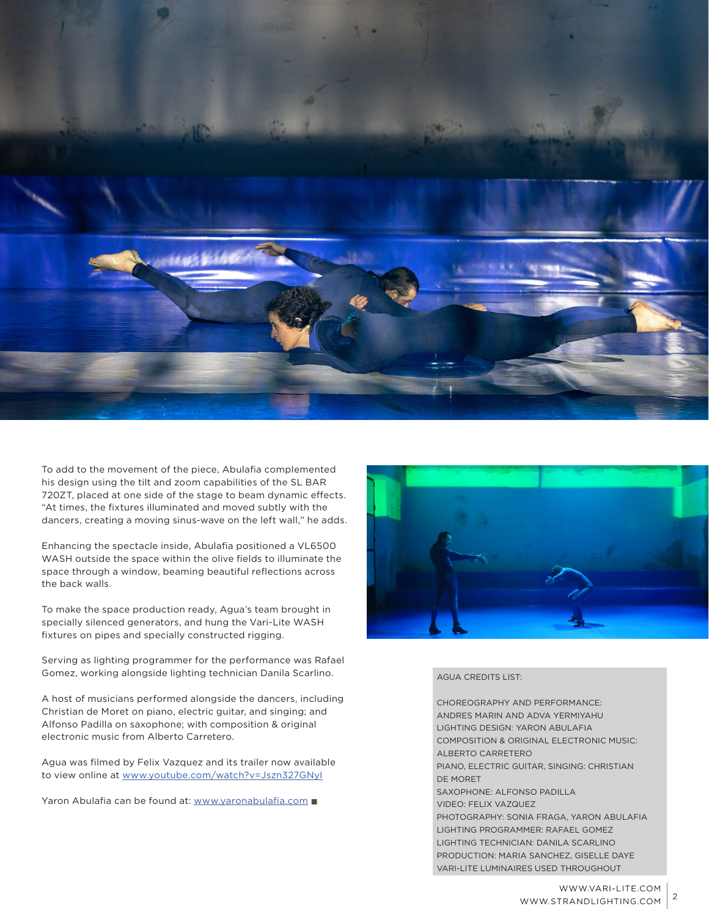To add to the movement of the piece, Abulafia complemented his design using the tilt and zoom capabilities of the SL BAR 720ZT, placed at one side of the stage to beam dynamic effects. "At times, the fixtures illuminated and moved subtly with the dancers, creating a moving sinus-wave on the left wall," he adds.

Enhancing the spectacle inside, Abulafia positioned a VL6500 WASH outside the space within the olive fields to illuminate the space through a window, beaming beautiful reflections across the back walls.

To make the space production ready, Agua's team brought in specially silenced generators, and hung the Vari-Lite WASH fixtures on pipes and specially constructed rigging.

Serving as lighting programmer for the performance was Rafael Gomez, working alongside lighting technician Danila Scarlino.

A host of musicians performed alongside the dancers, including Christian de Moret on piano, electric guitar, and singing; and Alfonso Padilla on saxophone; with composition & original electronic music from Alberto Carretero.

Agua was filmed by Felix Vazquez and its trailer now available to view online at www.youtube.com/watch?v=Jszn327GNyI

Yaron Abulafia can be found at: www.yaronabulafia.com ■

AGUA CREDITS LIST:

CHOREOGRAPHY AND PERFORMANCE: ANDRES MARIN AND ADVA YERMIYAHU
LIGHTING DESIGN: YARON ABULAFIA
COMPOSITION & ORIGINAL ELECTRONIC MUSIC: ALBERTO CARRETERO
PIANO, ELECTRIC GUITAR, SINGING: CHRISTIAN DE MORET
SAXOPHONE: ALFONSO PADILLA
VIDEO: FELIX VAZQUEZ
PHOTOGRAPHY: SONIA FRAGA, YARON ABULAFIA
LIGHTING PROGRAMMER: RAFAEL GOMEZ
LIGHTING TECHNICIAN: DANILA SCARLINO
PRODUCTION: MARIA SANCHEZ, GISELLE DAYE
VARI-LITE LUMINAIRES USED THROUGHOUT

WWW.VARI-LITE.COM
WWW.STRANDLIGHTING.COM